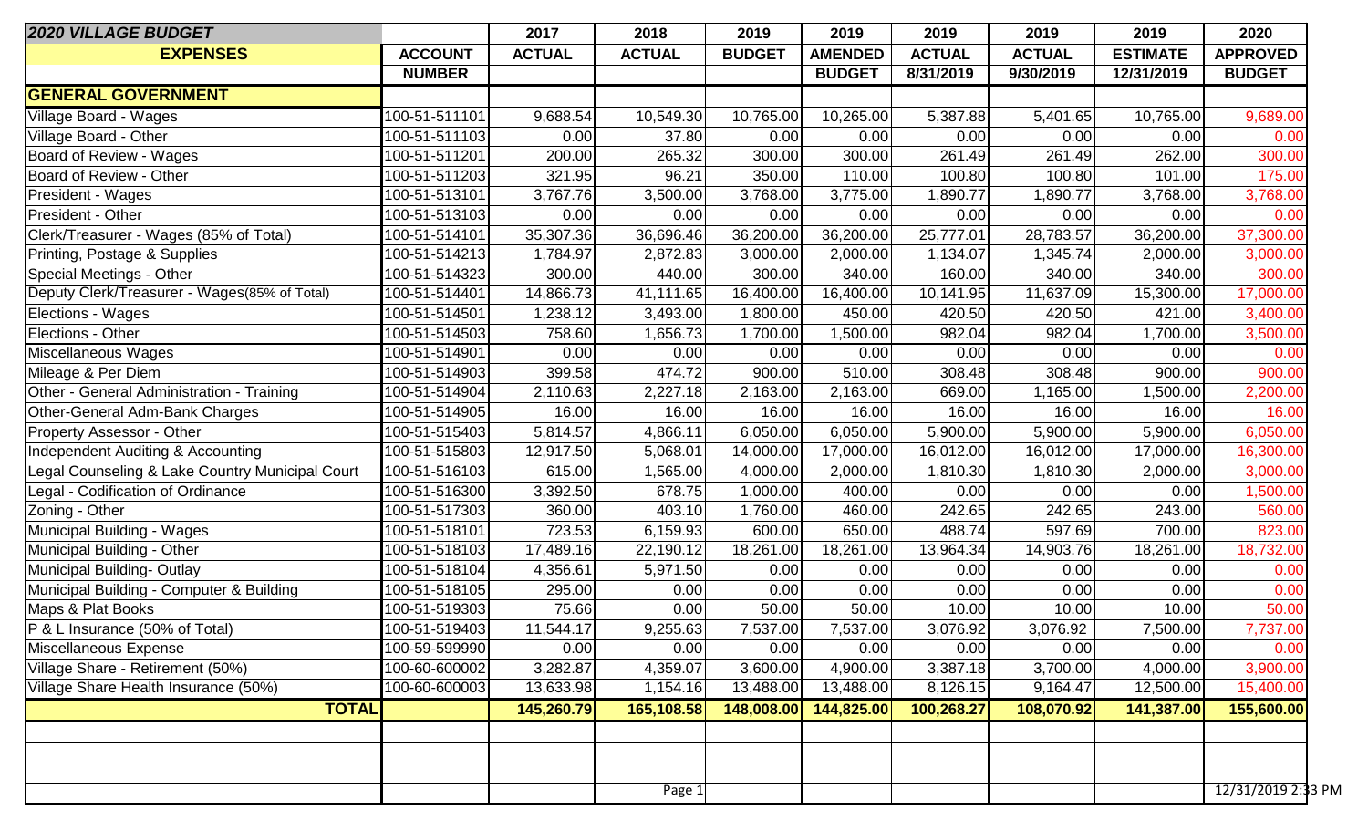| 2020 VILLAGE BUDGET | | 2017 | 2018 | 2019 | 2019 | 2019 | 2019 | 2019 | 2020 |
|---|---|---|---|---|---|---|---|---|---|
| **EXPENSES** | **ACCOUNT** | **ACTUAL** | **ACTUAL** | **BUDGET** | **AMENDED** | **ACTUAL** | **ACTUAL** | **ESTIMATE** | **APPROVED** |
| | **NUMBER** | | | | **BUDGET** | **8/31/2019** | **9/30/2019** | **12/31/2019** | **BUDGET** |
| **GENERAL GOVERNMENT** | | | | | | | | | |
| Village Board - Wages | 100-51-511101 | 9,688.54 | 10,549.30 | 10,765.00 | 10,265.00 | 5,387.88 | 5,401.65 | 10,765.00 | 9,689.00 |
| Village Board - Other | 100-51-511103 | 0.00 | 37.80 | 0.00 | 0.00 | 0.00 | 0.00 | 0.00 | 0.00 |
| Board of Review - Wages | 100-51-511201 | 200.00 | 265.32 | 300.00 | 300.00 | 261.49 | 261.49 | 262.00 | 300.00 |
| Board of Review - Other | 100-51-511203 | 321.95 | 96.21 | 350.00 | 110.00 | 100.80 | 100.80 | 101.00 | 175.00 |
| President - Wages | 100-51-513101 | 3,767.76 | 3,500.00 | 3,768.00 | 3,775.00 | 1,890.77 | 1,890.77 | 3,768.00 | 3,768.00 |
| President - Other | 100-51-513103 | 0.00 | 0.00 | 0.00 | 0.00 | 0.00 | 0.00 | 0.00 | 0.00 |
| Clerk/Treasurer - Wages (85% of Total) | 100-51-514101 | 35,307.36 | 36,696.46 | 36,200.00 | 36,200.00 | 25,777.01 | 28,783.57 | 36,200.00 | 37,300.00 |
| Printing, Postage & Supplies | 100-51-514213 | 1,784.97 | 2,872.83 | 3,000.00 | 2,000.00 | 1,134.07 | 1,345.74 | 2,000.00 | 3,000.00 |
| Special Meetings - Other | 100-51-514323 | 300.00 | 440.00 | 300.00 | 340.00 | 160.00 | 340.00 | 340.00 | 300.00 |
| Deputy Clerk/Treasurer - Wages(85% of Total) | 100-51-514401 | 14,866.73 | 41,111.65 | 16,400.00 | 16,400.00 | 10,141.95 | 11,637.09 | 15,300.00 | 17,000.00 |
| Elections - Wages | 100-51-514501 | 1,238.12 | 3,493.00 | 1,800.00 | 450.00 | 420.50 | 420.50 | 421.00 | 3,400.00 |
| Elections - Other | 100-51-514503 | 758.60 | 1,656.73 | 1,700.00 | 1,500.00 | 982.04 | 982.04 | 1,700.00 | 3,500.00 |
| Miscellaneous Wages | 100-51-514901 | 0.00 | 0.00 | 0.00 | 0.00 | 0.00 | 0.00 | 0.00 | 0.00 |
| Mileage & Per Diem | 100-51-514903 | 399.58 | 474.72 | 900.00 | 510.00 | 308.48 | 308.48 | 900.00 | 900.00 |
| Other - General Administration - Training | 100-51-514904 | 2,110.63 | 2,227.18 | 2,163.00 | 2,163.00 | 669.00 | 1,165.00 | 1,500.00 | 2,200.00 |
| Other-General Adm-Bank Charges | 100-51-514905 | 16.00 | 16.00 | 16.00 | 16.00 | 16.00 | 16.00 | 16.00 | 16.00 |
| Property Assessor - Other | 100-51-515403 | 5,814.57 | 4,866.11 | 6,050.00 | 6,050.00 | 5,900.00 | 5,900.00 | 5,900.00 | 6,050.00 |
| Independent Auditing & Accounting | 100-51-515803 | 12,917.50 | 5,068.01 | 14,000.00 | 17,000.00 | 16,012.00 | 16,012.00 | 17,000.00 | 16,300.00 |
| Legal Counseling & Lake Country Municipal Court | 100-51-516103 | 615.00 | 1,565.00 | 4,000.00 | 2,000.00 | 1,810.30 | 1,810.30 | 2,000.00 | 3,000.00 |
| Legal - Codification of Ordinance | 100-51-516300 | 3,392.50 | 678.75 | 1,000.00 | 400.00 | 0.00 | 0.00 | 0.00 | 1,500.00 |
| Zoning - Other | 100-51-517303 | 360.00 | 403.10 | 1,760.00 | 460.00 | 242.65 | 242.65 | 243.00 | 560.00 |
| Municipal Building - Wages | 100-51-518101 | 723.53 | 6,159.93 | 600.00 | 650.00 | 488.74 | 597.69 | 700.00 | 823.00 |
| Municipal Building - Other | 100-51-518103 | 17,489.16 | 22,190.12 | 18,261.00 | 18,261.00 | 13,964.34 | 14,903.76 | 18,261.00 | 18,732.00 |
| Municipal Building- Outlay | 100-51-518104 | 4,356.61 | 5,971.50 | 0.00 | 0.00 | 0.00 | 0.00 | 0.00 | 0.00 |
| Municipal Building - Computer & Building | 100-51-518105 | 295.00 | 0.00 | 0.00 | 0.00 | 0.00 | 0.00 | 0.00 | 0.00 |
| Maps & Plat Books | 100-51-519303 | 75.66 | 0.00 | 50.00 | 50.00 | 10.00 | 10.00 | 10.00 | 50.00 |
| P & L Insurance (50% of Total) | 100-51-519403 | 11,544.17 | 9,255.63 | 7,537.00 | 7,537.00 | 3,076.92 | 3,076.92 | 7,500.00 | 7,737.00 |
| Miscellaneous Expense | 100-59-599990 | 0.00 | 0.00 | 0.00 | 0.00 | 0.00 | 0.00 | 0.00 | 0.00 |
| Village Share - Retirement (50%) | 100-60-600002 | 3,282.87 | 4,359.07 | 3,600.00 | 4,900.00 | 3,387.18 | 3,700.00 | 4,000.00 | 3,900.00 |
| Village Share Health Insurance (50%) | 100-60-600003 | 13,633.98 | 1,154.16 | 13,488.00 | 13,488.00 | 8,126.15 | 9,164.47 | 12,500.00 | 15,400.00 |
| **TOTAL** | | **145,260.79** | **165,108.58** | **148,008.00** | **144,825.00** | **100,268.27** | **108,070.92** | **141,387.00** | **155,600.00** |

12/31/2019 2:33 PM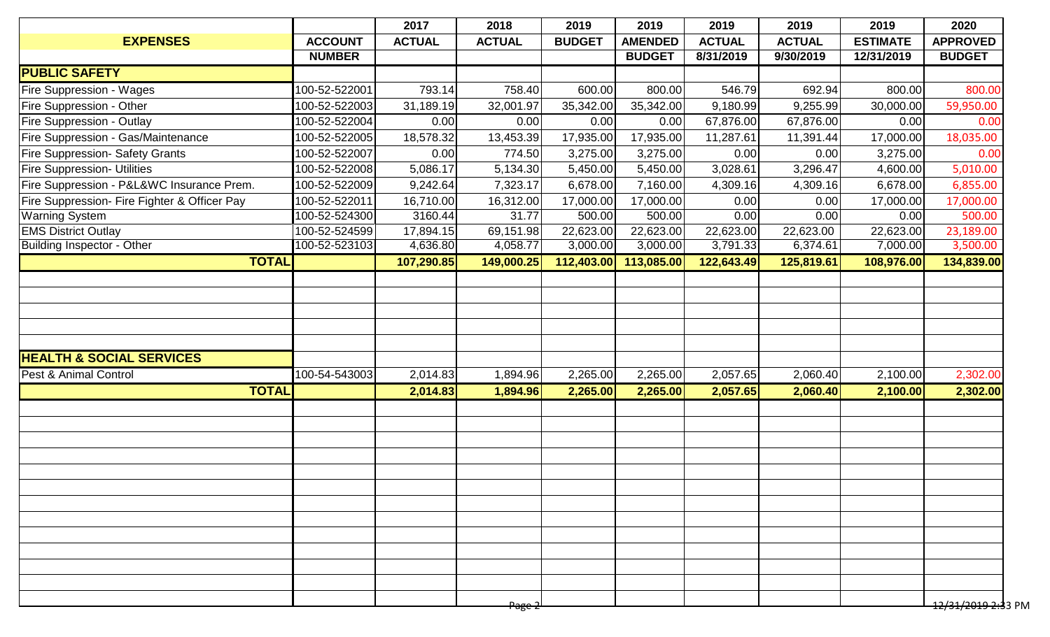| EXPENSES | ACCOUNT NUMBER | 2017 ACTUAL | 2018 ACTUAL | 2019 BUDGET | 2019 AMENDED BUDGET | 2019 ACTUAL 8/31/2019 | 2019 ACTUAL 9/30/2019 | 2019 ESTIMATE 12/31/2019 | 2020 APPROVED BUDGET |
|---|---|---|---|---|---|---|---|---|---|
| **PUBLIC SAFETY** | | | | | | | | | |
| Fire Suppression - Wages | 100-52-522001 | 793.14 | 758.40 | 600.00 | 800.00 | 546.79 | 692.94 | 800.00 | 800.00 |
| Fire Suppression - Other | 100-52-522003 | 31,189.19 | 32,001.97 | 35,342.00 | 35,342.00 | 9,180.99 | 9,255.99 | 30,000.00 | 59,950.00 |
| Fire Suppression - Outlay | 100-52-522004 | 0.00 | 0.00 | 0.00 | 0.00 | 67,876.00 | 67,876.00 | 0.00 | 0.00 |
| Fire Suppression - Gas/Maintenance | 100-52-522005 | 18,578.32 | 13,453.39 | 17,935.00 | 17,935.00 | 11,287.61 | 11,391.44 | 17,000.00 | 18,035.00 |
| Fire Suppression- Safety Grants | 100-52-522007 | 0.00 | 774.50 | 3,275.00 | 3,275.00 | 0.00 | 0.00 | 3,275.00 | 0.00 |
| Fire Suppression- Utilities | 100-52-522008 | 5,086.17 | 5,134.30 | 5,450.00 | 5,450.00 | 3,028.61 | 3,296.47 | 4,600.00 | 5,010.00 |
| Fire Suppression - P&L&WC Insurance Prem. | 100-52-522009 | 9,242.64 | 7,323.17 | 6,678.00 | 7,160.00 | 4,309.16 | 4,309.16 | 6,678.00 | 6,855.00 |
| Fire Suppression- Fire Fighter & Officer Pay | 100-52-522011 | 16,710.00 | 16,312.00 | 17,000.00 | 17,000.00 | 0.00 | 0.00 | 17,000.00 | 17,000.00 |
| Warning System | 100-52-524300 | 3160.44 | 31.77 | 500.00 | 500.00 | 0.00 | 0.00 | 0.00 | 500.00 |
| EMS District Outlay | 100-52-524599 | 17,894.15 | 69,151.98 | 22,623.00 | 22,623.00 | 22,623.00 | 22,623.00 | 22,623.00 | 23,189.00 |
| Building Inspector - Other | 100-52-523103 | 4,636.80 | 4,058.77 | 3,000.00 | 3,000.00 | 3,791.33 | 6,374.61 | 7,000.00 | 3,500.00 |
| **TOTAL** | | **107,290.85** | **149,000.25** | **112,403.00** | **113,085.00** | **122,643.49** | **125,819.61** | **108,976.00** | **134,839.00** |
| **HEALTH & SOCIAL SERVICES** | | | | | | | | | |
| Pest & Animal Control | 100-54-543003 | 2,014.83 | 1,894.96 | 2,265.00 | 2,265.00 | 2,057.65 | 2,060.40 | 2,100.00 | 2,302.00 |
| **TOTAL** | | **2,014.83** | **1,894.96** | **2,265.00** | **2,265.00** | **2,057.65** | **2,060.40** | **2,100.00** | **2,302.00** |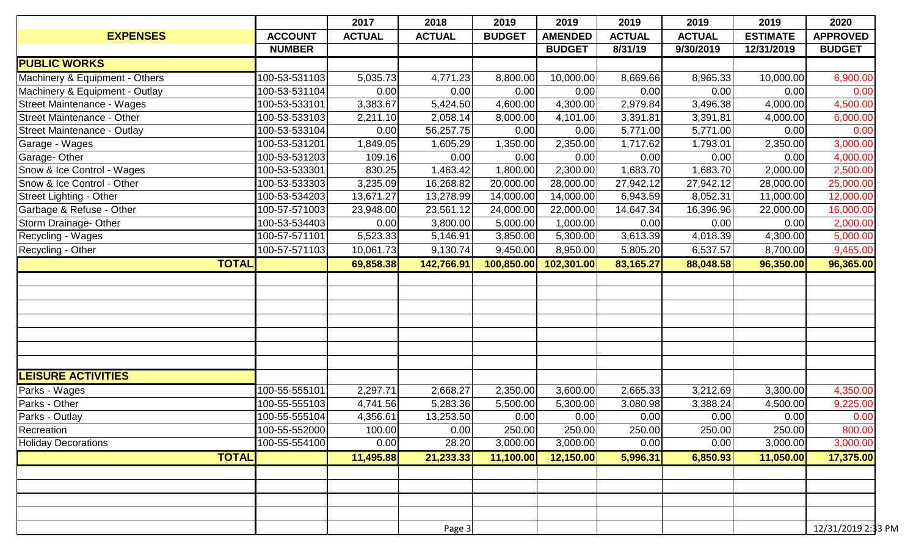| EXPENSES | ACCOUNT NUMBER | 2017 ACTUAL | 2018 ACTUAL | 2019 BUDGET | 2019 AMENDED BUDGET | 2019 ACTUAL 8/31/19 | 2019 ACTUAL 9/30/2019 | 2019 ESTIMATE 12/31/2019 | 2020 APPROVED BUDGET |
|---|---|---|---|---|---|---|---|---|---|
| **PUBLIC WORKS** | | | | | | | | | |
| Machinery & Equipment - Others | 100-53-531103 | 5,035.73 | 4,771.23 | 8,800.00 | 10,000.00 | 8,669.66 | 8,965.33 | 10,000.00 | 6,900.00 |
| Machinery & Equipment - Outlay | 100-53-531104 | 0.00 | 0.00 | 0.00 | 0.00 | 0.00 | 0.00 | 0.00 | 0.00 |
| Street Maintenance - Wages | 100-53-533101 | 3,383.67 | 5,424.50 | 4,600.00 | 4,300.00 | 2,979.84 | 3,496.38 | 4,000.00 | 4,500.00 |
| Street Maintenance - Other | 100-53-533103 | 2,211.10 | 2,058.14 | 8,000.00 | 4,101.00 | 3,391.81 | 3,391.81 | 4,000.00 | 6,000.00 |
| Street Maintenance - Outlay | 100-53-533104 | 0.00 | 56,257.75 | 0.00 | 0.00 | 5,771.00 | 5,771.00 | 0.00 | 0.00 |
| Garage - Wages | 100-53-531201 | 1,849.05 | 1,605.29 | 1,350.00 | 2,350.00 | 1,717.62 | 1,793.01 | 2,350.00 | 3,000.00 |
| Garage- Other | 100-53-531203 | 109.16 | 0.00 | 0.00 | 0.00 | 0.00 | 0.00 | 0.00 | 4,000.00 |
| Snow & Ice Control - Wages | 100-53-533301 | 830.25 | 1,463.42 | 1,800.00 | 2,300.00 | 1,683.70 | 1,683.70 | 2,000.00 | 2,500.00 |
| Snow & Ice Control - Other | 100-53-533303 | 3,235.09 | 16,268.82 | 20,000.00 | 28,000.00 | 27,942.12 | 27,942.12 | 28,000.00 | 25,000.00 |
| Street Lighting - Other | 100-53-534203 | 13,671.27 | 13,278.99 | 14,000.00 | 14,000.00 | 6,943.59 | 8,052.31 | 11,000.00 | 12,000.00 |
| Garbage & Refuse - Other | 100-57-571003 | 23,948.00 | 23,561.12 | 24,000.00 | 22,000.00 | 14,647.34 | 16,396.96 | 22,000.00 | 16,000.00 |
| Storm Drainage- Other | 100-53-534403 | 0.00 | 3,800.00 | 5,000.00 | 1,000.00 | 0.00 | 0.00 | 0.00 | 2,000.00 |
| Recycling - Wages | 100-57-571101 | 5,523.33 | 5,146.91 | 3,850.00 | 5,300.00 | 3,613.39 | 4,018.39 | 4,300.00 | 5,000.00 |
| Recycling - Other | 100-57-571103 | 10,061.73 | 9,130.74 | 9,450.00 | 8,950.00 | 5,805.20 | 6,537.57 | 8,700.00 | 9,465.00 |
| **TOTAL** | | **69,858.38** | **142,766.91** | **100,850.00** | **102,301.00** | **83,165.27** | **88,048.58** | **96,350.00** | **96,365.00** |
| **LEISURE ACTIVITIES** | | | | | | | | | |
| Parks - Wages | 100-55-555101 | 2,297.71 | 2,668.27 | 2,350.00 | 3,600.00 | 2,665.33 | 3,212.69 | 3,300.00 | 4,350.00 |
| Parks - Other | 100-55-555103 | 4,741.56 | 5,283.36 | 5,500.00 | 5,300.00 | 3,080.98 | 3,388.24 | 4,500.00 | 9,225.00 |
| Parks - Outlay | 100-55-555104 | 4,356.61 | 13,253.50 | 0.00 | 0.00 | 0.00 | 0.00 | 0.00 | 0.00 |
| Recreation | 100-55-552000 | 100.00 | 0.00 | 250.00 | 250.00 | 250.00 | 250.00 | 250.00 | 800.00 |
| Holiday Decorations | 100-55-554100 | 0.00 | 28.20 | 3,000.00 | 3,000.00 | 0.00 | 0.00 | 3,000.00 | 3,000.00 |
| **TOTAL** | | **11,495.88** | **21,233.33** | **11,100.00** | **12,150.00** | **5,996.31** | **6,850.93** | **11,050.00** | **17,375.00** |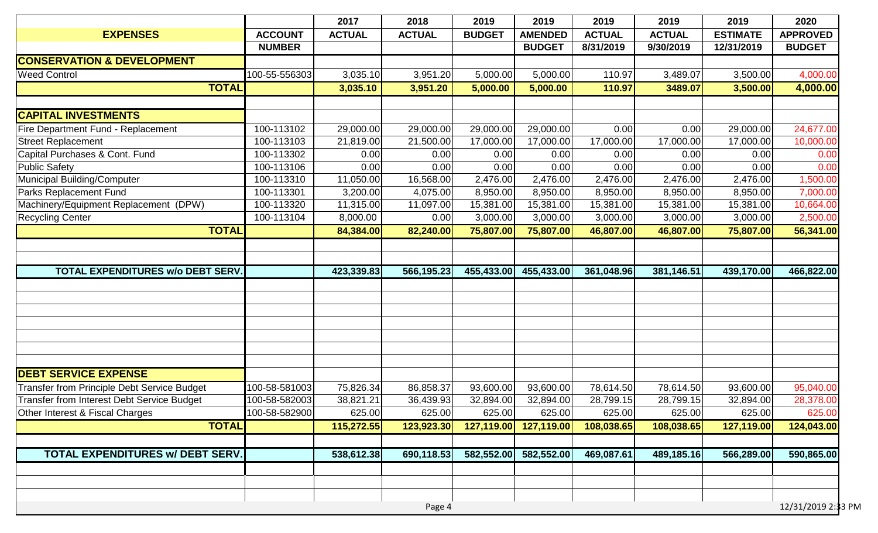| EXPENSES | ACCOUNT NUMBER | 2017 ACTUAL | 2018 ACTUAL | 2019 BUDGET | 2019 AMENDED BUDGET | 2019 ACTUAL 8/31/2019 | 2019 ACTUAL 9/30/2019 | 2019 ESTIMATE 12/31/2019 | 2020 APPROVED BUDGET |
|---|---|---|---|---|---|---|---|---|---|
| **CONSERVATION & DEVELOPMENT** | | | | | | | | | |
| Weed Control | 100-55-556303 | 3,035.10 | 3,951.20 | 5,000.00 | 5,000.00 | 110.97 | 3,489.07 | 3,500.00 | 4,000.00 |
| **TOTAL** | | **3,035.10** | **3,951.20** | **5,000.00** | **5,000.00** | **110.97** | **3489.07** | **3,500.00** | **4,000.00** |
| | | | | | | | | | |
| **CAPITAL INVESTMENTS** | | | | | | | | | |
| Fire Department Fund - Replacement | 100-113102 | 29,000.00 | 29,000.00 | 29,000.00 | 29,000.00 | 0.00 | 0.00 | 29,000.00 | 24,677.00 |
| Street Replacement | 100-113103 | 21,819.00 | 21,500.00 | 17,000.00 | 17,000.00 | 17,000.00 | 17,000.00 | 17,000.00 | 10,000.00 |
| Capital Purchases & Cont. Fund | 100-113302 | 0.00 | 0.00 | 0.00 | 0.00 | 0.00 | 0.00 | 0.00 | 0.00 |
| Public Safety | 100-113106 | 0.00 | 0.00 | 0.00 | 0.00 | 0.00 | 0.00 | 0.00 | 0.00 |
| Municipal Building/Computer | 100-113310 | 11,050.00 | 16,568.00 | 2,476.00 | 2,476.00 | 2,476.00 | 2,476.00 | 2,476.00 | 1,500.00 |
| Parks Replacement Fund | 100-113301 | 3,200.00 | 4,075.00 | 8,950.00 | 8,950.00 | 8,950.00 | 8,950.00 | 8,950.00 | 7,000.00 |
| Machinery/Equipment Replacement (DPW) | 100-113320 | 11,315.00 | 11,097.00 | 15,381.00 | 15,381.00 | 15,381.00 | 15,381.00 | 15,381.00 | 10,664.00 |
| Recycling Center | 100-113104 | 8,000.00 | 0.00 | 3,000.00 | 3,000.00 | 3,000.00 | 3,000.00 | 3,000.00 | 2,500.00 |
| **TOTAL** | | **84,384.00** | **82,240.00** | **75,807.00** | **75,807.00** | **46,807.00** | **46,807.00** | **75,807.00** | **56,341.00** |
| | | | | | | | | | |
| **TOTAL EXPENDITURES w/o DEBT SERV.** | | **423,339.83** | **566,195.23** | **455,433.00** | **455,433.00** | **361,048.96** | **381,146.51** | **439,170.00** | **466,822.00** |
| | | | | | | | | | |
| **DEBT SERVICE EXPENSE** | | | | | | | | | |
| Transfer from Principle Debt Service Budget | 100-58-581003 | 75,826.34 | 86,858.37 | 93,600.00 | 93,600.00 | 78,614.50 | 78,614.50 | 93,600.00 | 95,040.00 |
| Transfer from Interest Debt Service Budget | 100-58-582003 | 38,821.21 | 36,439.93 | 32,894.00 | 32,894.00 | 28,799.15 | 28,799.15 | 32,894.00 | 28,378.00 |
| Other Interest & Fiscal Charges | 100-58-582900 | 625.00 | 625.00 | 625.00 | 625.00 | 625.00 | 625.00 | 625.00 | 625.00 |
| **TOTAL** | | **115,272.55** | **123,923.30** | **127,119.00** | **127,119.00** | **108,038.65** | **108,038.65** | **127,119.00** | **124,043.00** |
| | | | | | | | | | |
| **TOTAL EXPENDITURES w/ DEBT SERV.** | | **538,612.38** | **690,118.53** | **582,552.00** | **582,552.00** | **469,087.61** | **489,185.16** | **566,289.00** | **590,865.00** |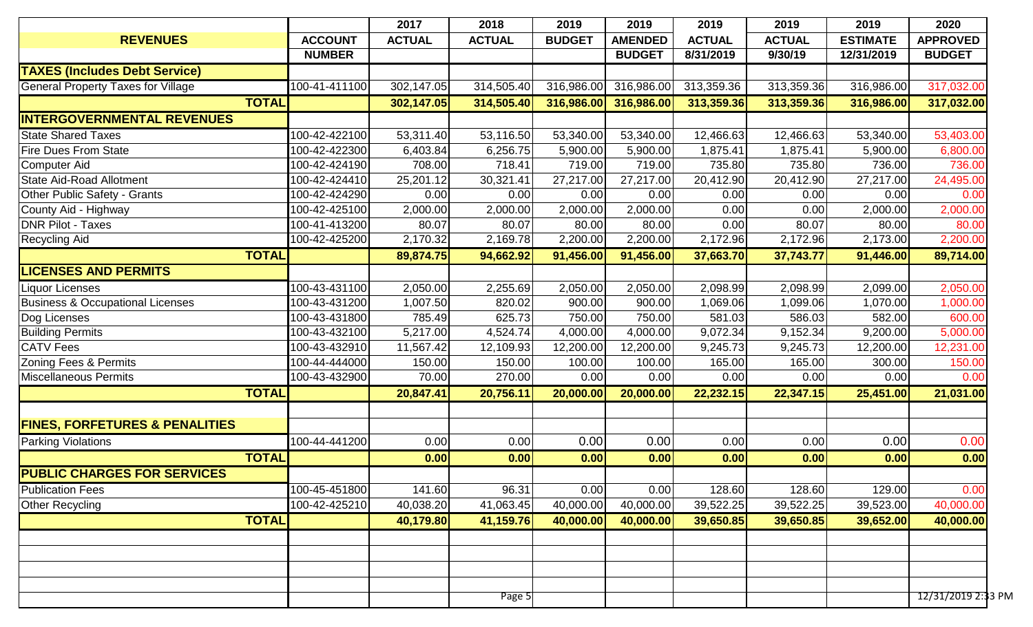| REVENUES | ACCOUNT NUMBER | 2017 ACTUAL | 2018 ACTUAL | 2019 BUDGET | 2019 AMENDED BUDGET | 2019 ACTUAL 8/31/2019 | 2019 ACTUAL 9/30/19 | 2019 ESTIMATE 12/31/2019 | 2020 APPROVED BUDGET |
|---|---|---|---|---|---|---|---|---|---|
| **TAXES (Includes Debt Service)** | | | | | | | | | |
| General Property Taxes for Village | 100-41-411100 | 302,147.05 | 314,505.40 | 316,986.00 | 316,986.00 | 313,359.36 | 313,359.36 | 316,986.00 | 317,032.00 |
| **TOTAL** | | **302,147.05** | **314,505.40** | **316,986.00** | **316,986.00** | **313,359.36** | **313,359.36** | **316,986.00** | **317,032.00** |
| **INTERGOVERNMENTAL REVENUES** | | | | | | | | | |
| State Shared Taxes | 100-42-422100 | 53,311.40 | 53,116.50 | 53,340.00 | 53,340.00 | 12,466.63 | 12,466.63 | 53,340.00 | 53,403.00 |
| Fire Dues From State | 100-42-422300 | 6,403.84 | 6,256.75 | 5,900.00 | 5,900.00 | 1,875.41 | 1,875.41 | 5,900.00 | 6,800.00 |
| Computer Aid | 100-42-424190 | 708.00 | 718.41 | 719.00 | 719.00 | 735.80 | 735.80 | 736.00 | 736.00 |
| State Aid-Road Allotment | 100-42-424410 | 25,201.12 | 30,321.41 | 27,217.00 | 27,217.00 | 20,412.90 | 20,412.90 | 27,217.00 | 24,495.00 |
| Other Public Safety - Grants | 100-42-424290 | 0.00 | 0.00 | 0.00 | 0.00 | 0.00 | 0.00 | 0.00 | 0.00 |
| County Aid - Highway | 100-42-425100 | 2,000.00 | 2,000.00 | 2,000.00 | 2,000.00 | 0.00 | 0.00 | 2,000.00 | 2,000.00 |
| DNR Pilot - Taxes | 100-41-413200 | 80.07 | 80.07 | 80.00 | 80.00 | 0.00 | 80.07 | 80.00 | 80.00 |
| Recycling Aid | 100-42-425200 | 2,170.32 | 2,169.78 | 2,200.00 | 2,200.00 | 2,172.96 | 2,172.96 | 2,173.00 | 2,200.00 |
| **TOTAL** | | **89,874.75** | **94,662.92** | **91,456.00** | **91,456.00** | **37,663.70** | **37,743.77** | **91,446.00** | **89,714.00** |
| **LICENSES AND PERMITS** | | | | | | | | | |
| Liquor Licenses | 100-43-431100 | 2,050.00 | 2,255.69 | 2,050.00 | 2,050.00 | 2,098.99 | 2,098.99 | 2,099.00 | 2,050.00 |
| Business & Occupational Licenses | 100-43-431200 | 1,007.50 | 820.02 | 900.00 | 900.00 | 1,069.06 | 1,099.06 | 1,070.00 | 1,000.00 |
| Dog Licenses | 100-43-431800 | 785.49 | 625.73 | 750.00 | 750.00 | 581.03 | 586.03 | 582.00 | 600.00 |
| Building Permits | 100-43-432100 | 5,217.00 | 4,524.74 | 4,000.00 | 4,000.00 | 9,072.34 | 9,152.34 | 9,200.00 | 5,000.00 |
| CATV Fees | 100-43-432910 | 11,567.42 | 12,109.93 | 12,200.00 | 12,200.00 | 9,245.73 | 9,245.73 | 12,200.00 | 12,231.00 |
| Zoning Fees & Permits | 100-44-444000 | 150.00 | 150.00 | 100.00 | 100.00 | 165.00 | 165.00 | 300.00 | 150.00 |
| Miscellaneous Permits | 100-43-432900 | 70.00 | 270.00 | 0.00 | 0.00 | 0.00 | 0.00 | 0.00 | 0.00 |
| **TOTAL** | | **20,847.41** | **20,756.11** | **20,000.00** | **20,000.00** | **22,232.15** | **22,347.15** | **25,451.00** | **21,031.00** |
| **FINES, FORFETURES & PENALITIES** | | | | | | | | | |
| Parking Violations | 100-44-441200 | 0.00 | 0.00 | 0.00 | 0.00 | 0.00 | 0.00 | 0.00 | 0.00 |
| **TOTAL** | | **0.00** | **0.00** | **0.00** | **0.00** | **0.00** | **0.00** | **0.00** | **0.00** |
| **PUBLIC CHARGES FOR SERVICES** | | | | | | | | | |
| Publication Fees | 100-45-451800 | 141.60 | 96.31 | 0.00 | 0.00 | 128.60 | 128.60 | 129.00 | 0.00 |
| Other Recycling | 100-42-425210 | 40,038.20 | 41,063.45 | 40,000.00 | 40,000.00 | 39,522.25 | 39,522.25 | 39,523.00 | 40,000.00 |
| **TOTAL** | | **40,179.80** | **41,159.76** | **40,000.00** | **40,000.00** | **39,650.85** | **39,650.85** | **39,652.00** | **40,000.00** |

12/31/2019 2:33 PM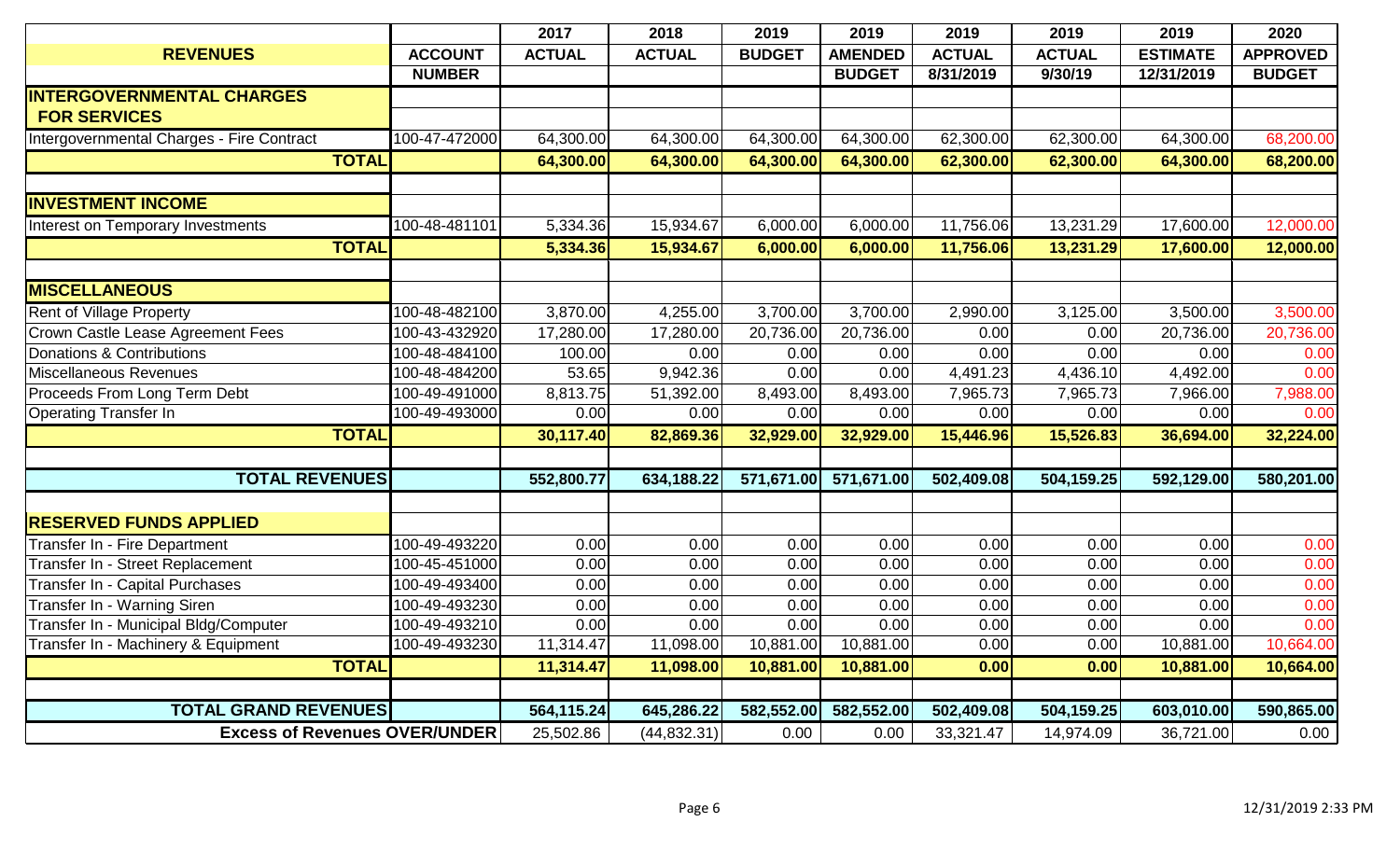| REVENUES | ACCOUNT NUMBER | 2017 ACTUAL | 2018 ACTUAL | 2019 BUDGET | 2019 AMENDED BUDGET | 2019 ACTUAL 8/31/2019 | 2019 ACTUAL 9/30/19 | 2019 ESTIMATE 12/31/2019 | 2020 APPROVED BUDGET |
|---|---|---|---|---|---|---|---|---|---|
| **INTERGOVERNMENTAL CHARGES FOR SERVICES** | | | | | | | | | |
| Intergovernmental Charges - Fire Contract | 100-47-472000 | 64,300.00 | 64,300.00 | 64,300.00 | 64,300.00 | 62,300.00 | 62,300.00 | 64,300.00 | 68,200.00 |
| **TOTAL** | | **64,300.00** | **64,300.00** | **64,300.00** | **64,300.00** | **62,300.00** | **62,300.00** | **64,300.00** | **68,200.00** |
| **INVESTMENT INCOME** | | | | | | | | | |
| Interest on Temporary Investments | 100-48-481101 | 5,334.36 | 15,934.67 | 6,000.00 | 6,000.00 | 11,756.06 | 13,231.29 | 17,600.00 | 12,000.00 |
| **TOTAL** | | **5,334.36** | **15,934.67** | **6,000.00** | **6,000.00** | **11,756.06** | **13,231.29** | **17,600.00** | **12,000.00** |
| **MISCELLANEOUS** | | | | | | | | | |
| Rent of Village Property | 100-48-482100 | 3,870.00 | 4,255.00 | 3,700.00 | 3,700.00 | 2,990.00 | 3,125.00 | 3,500.00 | 3,500.00 |
| Crown Castle Lease Agreement Fees | 100-43-432920 | 17,280.00 | 17,280.00 | 20,736.00 | 20,736.00 | 0.00 | 0.00 | 20,736.00 | 20,736.00 |
| Donations & Contributions | 100-48-484100 | 100.00 | 0.00 | 0.00 | 0.00 | 0.00 | 0.00 | 0.00 | 0.00 |
| Miscellaneous Revenues | 100-48-484200 | 53.65 | 9,942.36 | 0.00 | 0.00 | 4,491.23 | 4,436.10 | 4,492.00 | 0.00 |
| Proceeds From Long Term Debt | 100-49-491000 | 8,813.75 | 51,392.00 | 8,493.00 | 8,493.00 | 7,965.73 | 7,965.73 | 7,966.00 | 7,988.00 |
| Operating Transfer In | 100-49-493000 | 0.00 | 0.00 | 0.00 | 0.00 | 0.00 | 0.00 | 0.00 | 0.00 |
| **TOTAL** | | **30,117.40** | **82,869.36** | **32,929.00** | **32,929.00** | **15,446.96** | **15,526.83** | **36,694.00** | **32,224.00** |
| **TOTAL REVENUES** | | **552,800.77** | **634,188.22** | **571,671.00** | **571,671.00** | **502,409.08** | **504,159.25** | **592,129.00** | **580,201.00** |
| **RESERVED FUNDS APPLIED** | | | | | | | | | |
| Transfer In - Fire Department | 100-49-493220 | 0.00 | 0.00 | 0.00 | 0.00 | 0.00 | 0.00 | 0.00 | 0.00 |
| Transfer In - Street Replacement | 100-45-451000 | 0.00 | 0.00 | 0.00 | 0.00 | 0.00 | 0.00 | 0.00 | 0.00 |
| Transfer In - Capital Purchases | 100-49-493400 | 0.00 | 0.00 | 0.00 | 0.00 | 0.00 | 0.00 | 0.00 | 0.00 |
| Transfer In - Warning Siren | 100-49-493230 | 0.00 | 0.00 | 0.00 | 0.00 | 0.00 | 0.00 | 0.00 | 0.00 |
| Transfer In - Municipal Bldg/Computer | 100-49-493210 | 0.00 | 0.00 | 0.00 | 0.00 | 0.00 | 0.00 | 0.00 | 0.00 |
| Transfer In - Machinery & Equipment | 100-49-493230 | 11,314.47 | 11,098.00 | 10,881.00 | 10,881.00 | 0.00 | 0.00 | 10,881.00 | 10,664.00 |
| **TOTAL** | | **11,314.47** | **11,098.00** | **10,881.00** | **10,881.00** | **0.00** | **0.00** | **10,881.00** | **10,664.00** |
| **TOTAL GRAND REVENUES** | | **564,115.24** | **645,286.22** | **582,552.00** | **582,552.00** | **502,409.08** | **504,159.25** | **603,010.00** | **590,865.00** |
| **Excess of Revenues OVER/UNDER** | | 25,502.86 | (44,832.31) | 0.00 | 0.00 | 33,321.47 | 14,974.09 | 36,721.00 | 0.00 |

12/31/2019 2:33 PM